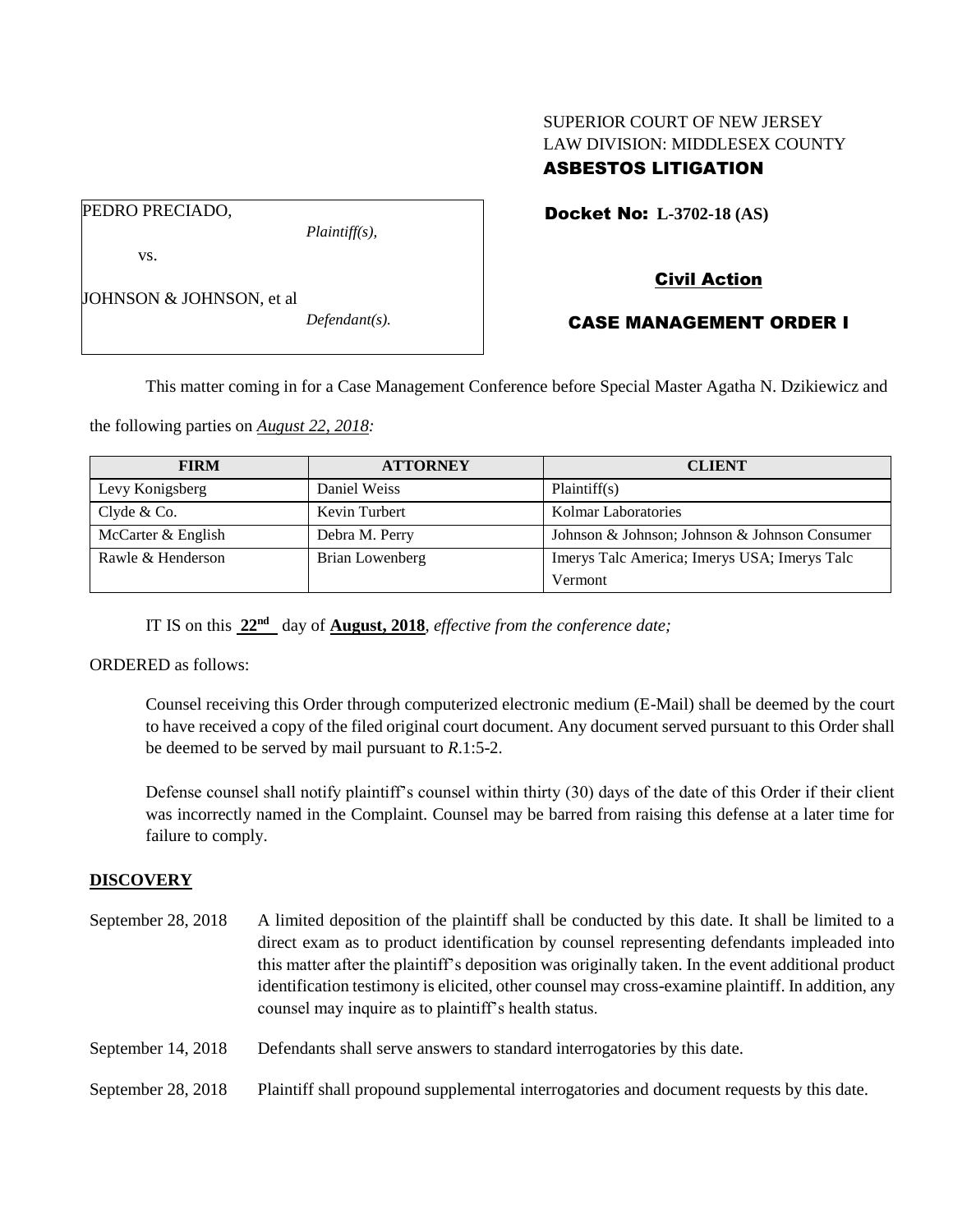SUPERIOR COURT OF NEW JERSEY
LAW DIVISION: MIDDLESEX COUNTY
**ASBESTOS LITIGATION**

PEDRO PRECIADO,
*Plaintiff(s),*

vs.

JOHNSON & JOHNSON, et al
*Defendant(s).*

**Docket No: L-3702-18 (AS)**

**Civil Action**

**CASE MANAGEMENT ORDER I**

This matter coming in for a Case Management Conference before Special Master Agatha N. Dzikiewicz and the following parties on *August 22, 2018:*

| FIRM | ATTORNEY | CLIENT |
|---|---|---|
| Levy Konigsberg | Daniel Weiss | Plaintiff(s) |
| Clyde & Co. | Kevin Turbert | Kolmar Laboratories |
| McCarter & English | Debra M. Perry | Johnson & Johnson; Johnson & Johnson Consumer |
| Rawle & Henderson | Brian Lowenberg | Imerys Talc America; Imerys USA; Imerys Talc Vermont |

IT IS on this **22nd** day of **August, 2018**, *effective from the conference date;*

ORDERED as follows:

Counsel receiving this Order through computerized electronic medium (E-Mail) shall be deemed by the court to have received a copy of the filed original court document. Any document served pursuant to this Order shall be deemed to be served by mail pursuant to *R*.1:5-2.

Defense counsel shall notify plaintiff's counsel within thirty (30) days of the date of this Order if their client was incorrectly named in the Complaint. Counsel may be barred from raising this defense at a later time for failure to comply.

## DISCOVERY

September 28, 2018 A limited deposition of the plaintiff shall be conducted by this date. It shall be limited to a direct exam as to product identification by counsel representing defendants impleaded into this matter after the plaintiff's deposition was originally taken. In the event additional product identification testimony is elicited, other counsel may cross-examine plaintiff. In addition, any counsel may inquire as to plaintiff's health status.

September 14, 2018 Defendants shall serve answers to standard interrogatories by this date.

September 28, 2018 Plaintiff shall propound supplemental interrogatories and document requests by this date.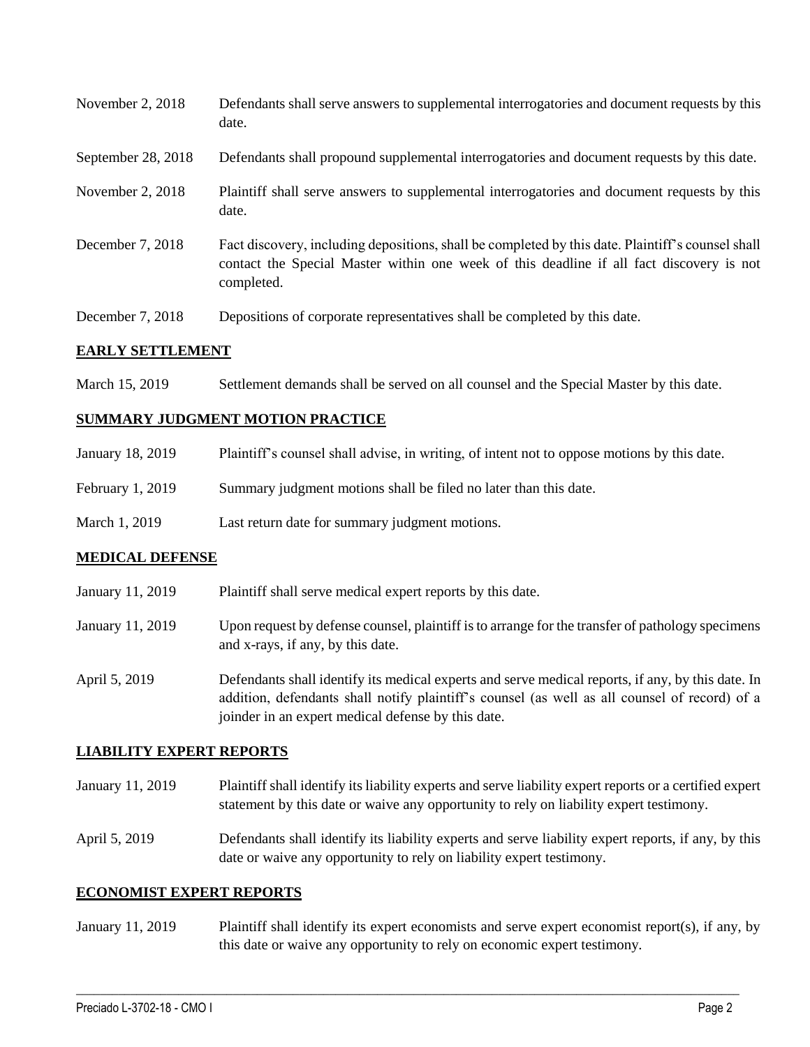| | |
|---|---|
| November 2, 2018 | Defendants shall serve answers to supplemental interrogatories and document requests by this date. |
| September 28, 2018 | Defendants shall propound supplemental interrogatories and document requests by this date. |
| November 2, 2018 | Plaintiff shall serve answers to supplemental interrogatories and document requests by this date. |
| December 7, 2018 | Fact discovery, including depositions, shall be completed by this date. Plaintiff's counsel shall contact the Special Master within one week of this deadline if all fact discovery is not completed. |
| December 7, 2018 | Depositions of corporate representatives shall be completed by this date. |

## EARLY SETTLEMENT

| | |
|---|---|
| March 15, 2019 | Settlement demands shall be served on all counsel and the Special Master by this date. |

## SUMMARY JUDGMENT MOTION PRACTICE

| | |
|---|---|
| January 18, 2019 | Plaintiff's counsel shall advise, in writing, of intent not to oppose motions by this date. |
| February 1, 2019 | Summary judgment motions shall be filed no later than this date. |
| March 1, 2019 | Last return date for summary judgment motions. |

## MEDICAL DEFENSE

| | |
|---|---|
| January 11, 2019 | Plaintiff shall serve medical expert reports by this date. |
| January 11, 2019 | Upon request by defense counsel, plaintiff is to arrange for the transfer of pathology specimens and x-rays, if any, by this date. |
| April 5, 2019 | Defendants shall identify its medical experts and serve medical reports, if any, by this date. In addition, defendants shall notify plaintiff's counsel (as well as all counsel of record) of a joinder in an expert medical defense by this date. |

## LIABILITY EXPERT REPORTS

| | |
|---|---|
| January 11, 2019 | Plaintiff shall identify its liability experts and serve liability expert reports or a certified expert statement by this date or waive any opportunity to rely on liability expert testimony. |
| April 5, 2019 | Defendants shall identify its liability experts and serve liability expert reports, if any, by this date or waive any opportunity to rely on liability expert testimony. |

## ECONOMIST EXPERT REPORTS

| | |
|---|---|
| January 11, 2019 | Plaintiff shall identify its expert economists and serve expert economist report(s), if any, by this date or waive any opportunity to rely on economic expert testimony. |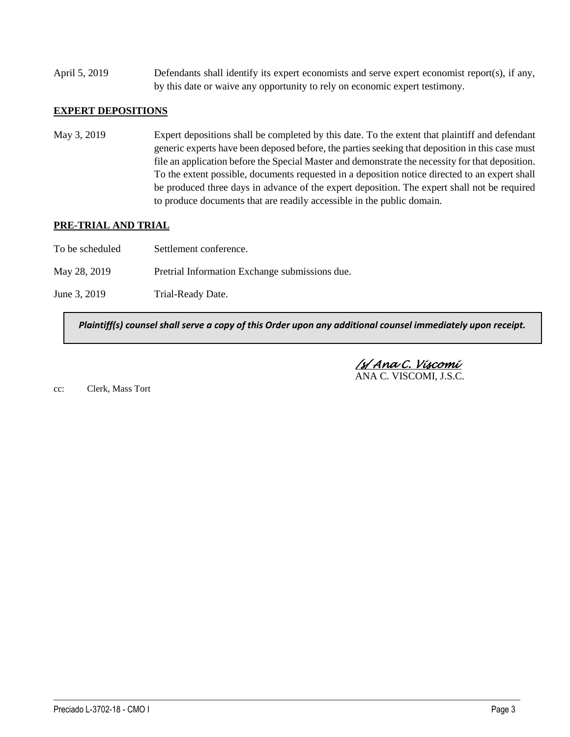| | |
|---|---|
| April 5, 2019 | Defendants shall identify its expert economists and serve expert economist report(s), if any, by this date or waive any opportunity to rely on economic expert testimony. |

## EXPERT DEPOSITIONS

| | |
|---|---|
| May 3, 2019 | Expert depositions shall be completed by this date. To the extent that plaintiff and defendant generic experts have been deposed before, the parties seeking that deposition in this case must file an application before the Special Master and demonstrate the necessity for that deposition. To the extent possible, documents requested in a deposition notice directed to an expert shall be produced three days in advance of the expert deposition. The expert shall not be required to produce documents that are readily accessible in the public domain. |

## PRE-TRIAL AND TRIAL

| | |
|---|---|
| To be scheduled | Settlement conference. |
| May 28, 2019 | Pretrial Information Exchange submissions due. |
| June 3, 2019 | Trial-Ready Date. |

***Plaintiff(s) counsel shall serve a copy of this Order upon any additional counsel immediately upon receipt.***

/s/ Ana C. Viscomi
ANA C. VISCOMI, J.S.C.

cc: Clerk, Mass Tort